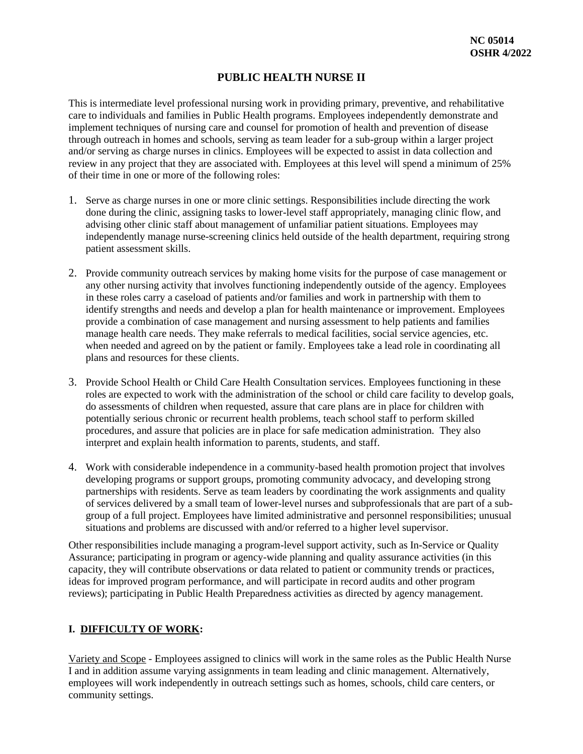**NC 05014**
**OSHR 4/2022**

# PUBLIC HEALTH NURSE II

This is intermediate level professional nursing work in providing primary, preventive, and rehabilitative care to individuals and families in Public Health programs. Employees independently demonstrate and implement techniques of nursing care and counsel for promotion of health and prevention of disease through outreach in homes and schools, serving as team leader for a sub-group within a larger project and/or serving as charge nurses in clinics. Employees will be expected to assist in data collection and review in any project that they are associated with. Employees at this level will spend a minimum of 25% of their time in one or more of the following roles:

1. Serve as charge nurses in one or more clinic settings. Responsibilities include directing the work done during the clinic, assigning tasks to lower-level staff appropriately, managing clinic flow, and advising other clinic staff about management of unfamiliar patient situations. Employees may independently manage nurse-screening clinics held outside of the health department, requiring strong patient assessment skills.

2. Provide community outreach services by making home visits for the purpose of case management or any other nursing activity that involves functioning independently outside of the agency. Employees in these roles carry a caseload of patients and/or families and work in partnership with them to identify strengths and needs and develop a plan for health maintenance or improvement. Employees provide a combination of case management and nursing assessment to help patients and families manage health care needs. They make referrals to medical facilities, social service agencies, etc. when needed and agreed on by the patient or family. Employees take a lead role in coordinating all plans and resources for these clients.

3. Provide School Health or Child Care Health Consultation services. Employees functioning in these roles are expected to work with the administration of the school or child care facility to develop goals, do assessments of children when requested, assure that care plans are in place for children with potentially serious chronic or recurrent health problems, teach school staff to perform skilled procedures, and assure that policies are in place for safe medication administration. They also interpret and explain health information to parents, students, and staff.

4. Work with considerable independence in a community-based health promotion project that involves developing programs or support groups, promoting community advocacy, and developing strong partnerships with residents. Serve as team leaders by coordinating the work assignments and quality of services delivered by a small team of lower-level nurses and subprofessionals that are part of a sub-group of a full project. Employees have limited administrative and personnel responsibilities; unusual situations and problems are discussed with and/or referred to a higher level supervisor.

Other responsibilities include managing a program-level support activity, such as In-Service or Quality Assurance; participating in program or agency-wide planning and quality assurance activities (in this capacity, they will contribute observations or data related to patient or community trends or practices, ideas for improved program performance, and will participate in record audits and other program reviews); participating in Public Health Preparedness activities as directed by agency management.

## I. DIFFICULTY OF WORK:

Variety and Scope - Employees assigned to clinics will work in the same roles as the Public Health Nurse I and in addition assume varying assignments in team leading and clinic management. Alternatively, employees will work independently in outreach settings such as homes, schools, child care centers, or community settings.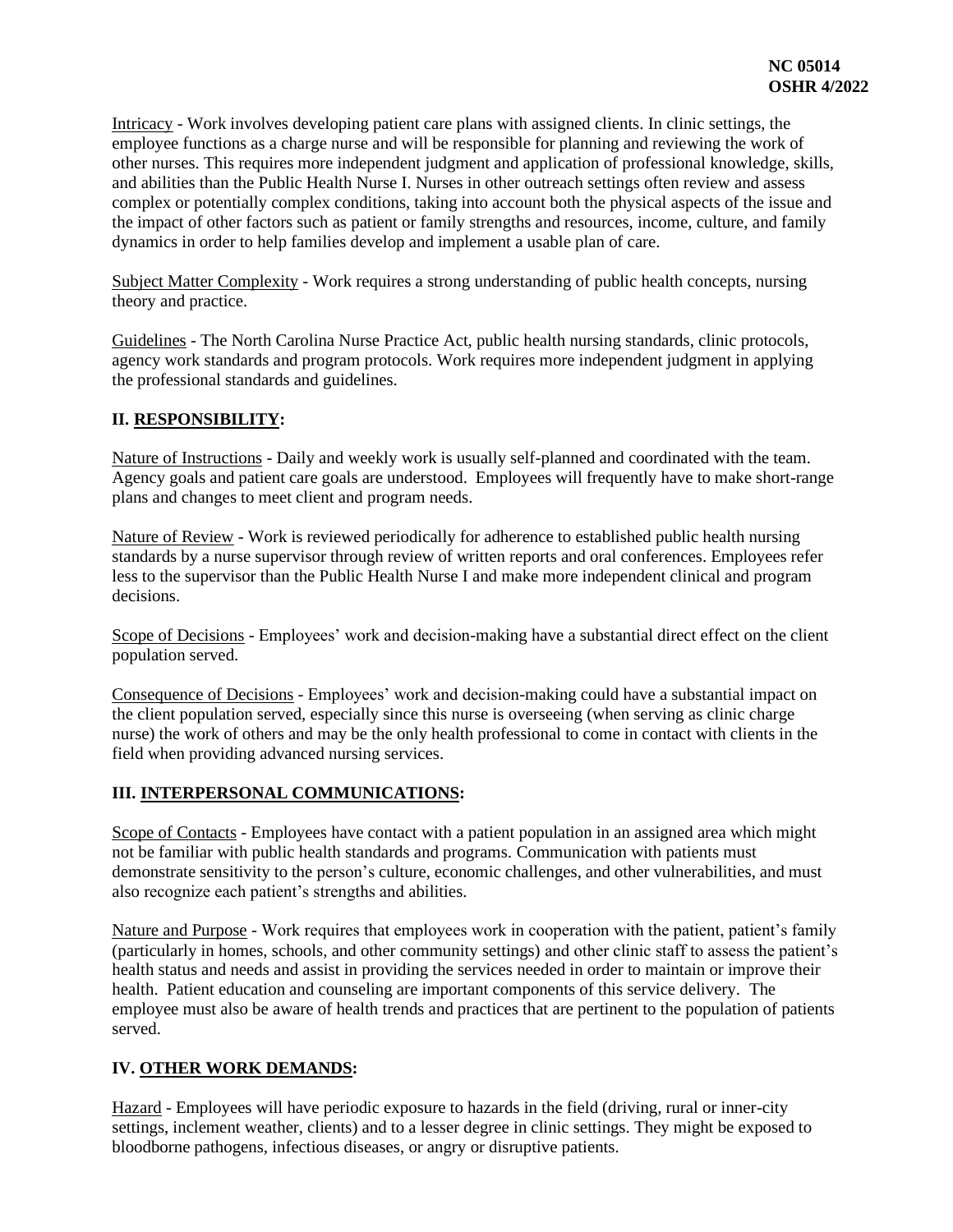Intricacy - Work involves developing patient care plans with assigned clients. In clinic settings, the employee functions as a charge nurse and will be responsible for planning and reviewing the work of other nurses. This requires more independent judgment and application of professional knowledge, skills, and abilities than the Public Health Nurse I. Nurses in other outreach settings often review and assess complex or potentially complex conditions, taking into account both the physical aspects of the issue and the impact of other factors such as patient or family strengths and resources, income, culture, and family dynamics in order to help families develop and implement a usable plan of care.

Subject Matter Complexity - Work requires a strong understanding of public health concepts, nursing theory and practice.

Guidelines - The North Carolina Nurse Practice Act, public health nursing standards, clinic protocols, agency work standards and program protocols. Work requires more independent judgment in applying the professional standards and guidelines.

## II. RESPONSIBILITY:

Nature of Instructions - Daily and weekly work is usually self-planned and coordinated with the team. Agency goals and patient care goals are understood. Employees will frequently have to make short-range plans and changes to meet client and program needs.

Nature of Review - Work is reviewed periodically for adherence to established public health nursing standards by a nurse supervisor through review of written reports and oral conferences. Employees refer less to the supervisor than the Public Health Nurse I and make more independent clinical and program decisions.

Scope of Decisions - Employees' work and decision-making have a substantial direct effect on the client population served.

Consequence of Decisions - Employees' work and decision-making could have a substantial impact on the client population served, especially since this nurse is overseeing (when serving as clinic charge nurse) the work of others and may be the only health professional to come in contact with clients in the field when providing advanced nursing services.

## III. INTERPERSONAL COMMUNICATIONS:

Scope of Contacts - Employees have contact with a patient population in an assigned area which might not be familiar with public health standards and programs. Communication with patients must demonstrate sensitivity to the person's culture, economic challenges, and other vulnerabilities, and must also recognize each patient's strengths and abilities.

Nature and Purpose - Work requires that employees work in cooperation with the patient, patient's family (particularly in homes, schools, and other community settings) and other clinic staff to assess the patient's health status and needs and assist in providing the services needed in order to maintain or improve their health. Patient education and counseling are important components of this service delivery. The employee must also be aware of health trends and practices that are pertinent to the population of patients served.

## IV. OTHER WORK DEMANDS:

Hazard - Employees will have periodic exposure to hazards in the field (driving, rural or inner-city settings, inclement weather, clients) and to a lesser degree in clinic settings. They might be exposed to bloodborne pathogens, infectious diseases, or angry or disruptive patients.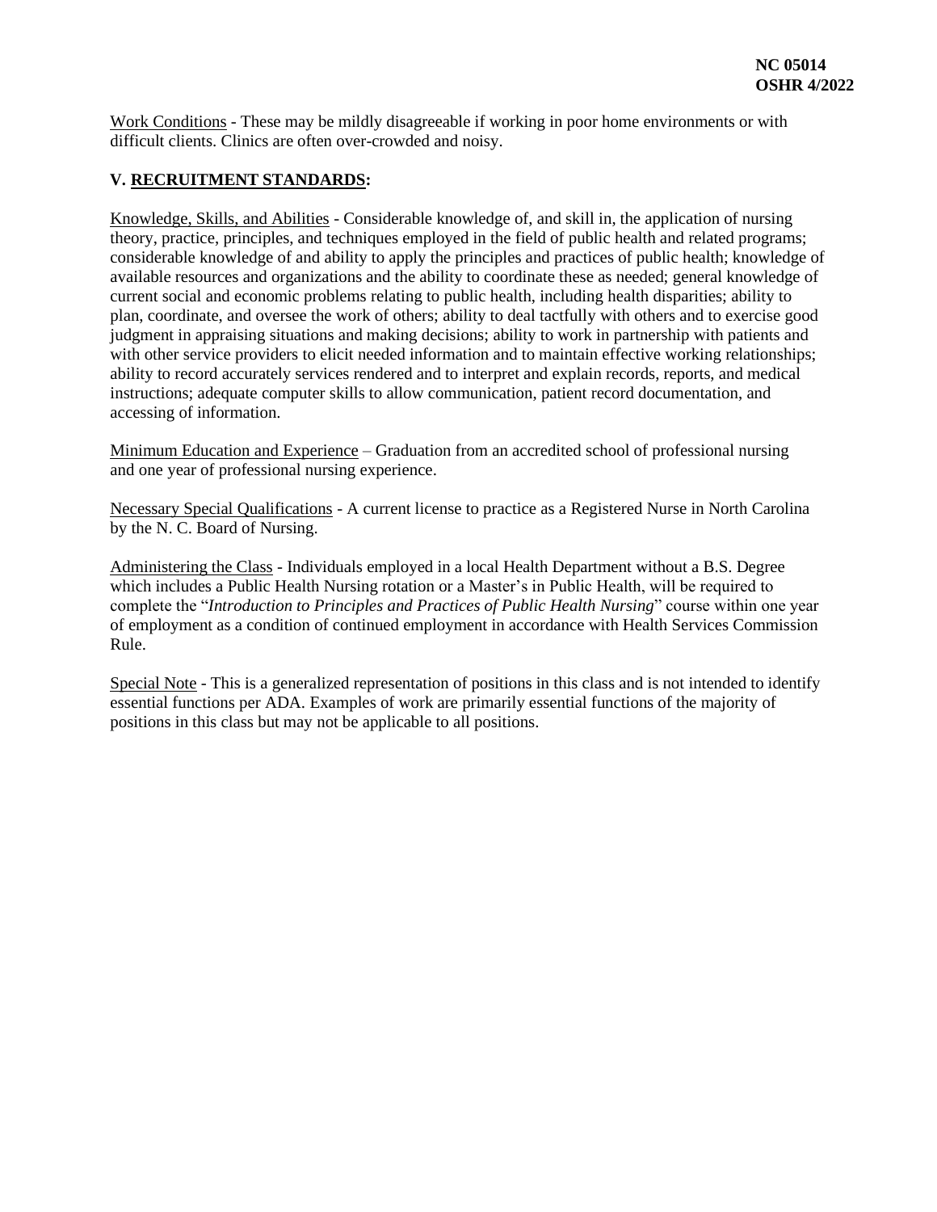Work Conditions - These may be mildly disagreeable if working in poor home environments or with difficult clients. Clinics are often over-crowded and noisy.

## V. RECRUITMENT STANDARDS:

Knowledge, Skills, and Abilities - Considerable knowledge of, and skill in, the application of nursing theory, practice, principles, and techniques employed in the field of public health and related programs; considerable knowledge of and ability to apply the principles and practices of public health; knowledge of available resources and organizations and the ability to coordinate these as needed; general knowledge of current social and economic problems relating to public health, including health disparities; ability to plan, coordinate, and oversee the work of others; ability to deal tactfully with others and to exercise good judgment in appraising situations and making decisions; ability to work in partnership with patients and with other service providers to elicit needed information and to maintain effective working relationships; ability to record accurately services rendered and to interpret and explain records, reports, and medical instructions; adequate computer skills to allow communication, patient record documentation, and accessing of information.

Minimum Education and Experience – Graduation from an accredited school of professional nursing and one year of professional nursing experience.

Necessary Special Qualifications - A current license to practice as a Registered Nurse in North Carolina by the N. C. Board of Nursing.

Administering the Class - Individuals employed in a local Health Department without a B.S. Degree which includes a Public Health Nursing rotation or a Master's in Public Health, will be required to complete the "*Introduction to Principles and Practices of Public Health Nursing*" course within one year of employment as a condition of continued employment in accordance with Health Services Commission Rule.

Special Note - This is a generalized representation of positions in this class and is not intended to identify essential functions per ADA. Examples of work are primarily essential functions of the majority of positions in this class but may not be applicable to all positions.